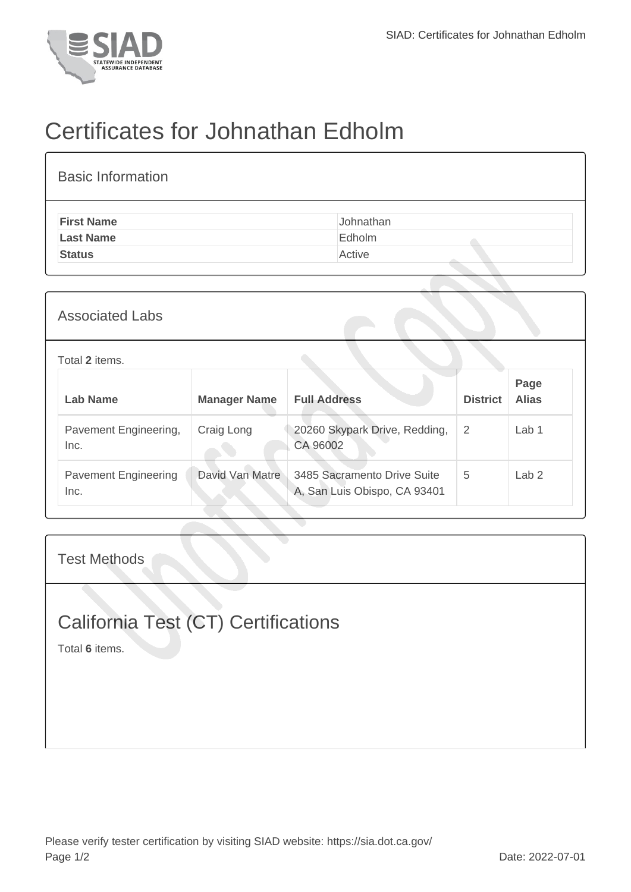# Certificates for Johnathan Edholm

## Basic Information

| | |
|---|---|
| **First Name** | Johnathan |
| **Last Name** | Edholm |
| **Status** | Active |

## Associated Labs

Total **2** items.

| Lab Name | Manager Name | Full Address | District | Page Alias |
|---|---|---|---|---|
| Pavement Engineering, Inc. | Craig Long | 20260 Skypark Drive, Redding, CA 96002 | 2 | Lab 1 |
| Pavement Engineering Inc. | David Van Matre | 3485 Sacramento Drive Suite A, San Luis Obispo, CA 93401 | 5 | Lab 2 |

## Test Methods

## California Test (CT) Certifications

Total **6** items.

Please verify tester certification by visiting SIAD website: https://sia.dot.ca.gov/

Date: 2022-07-01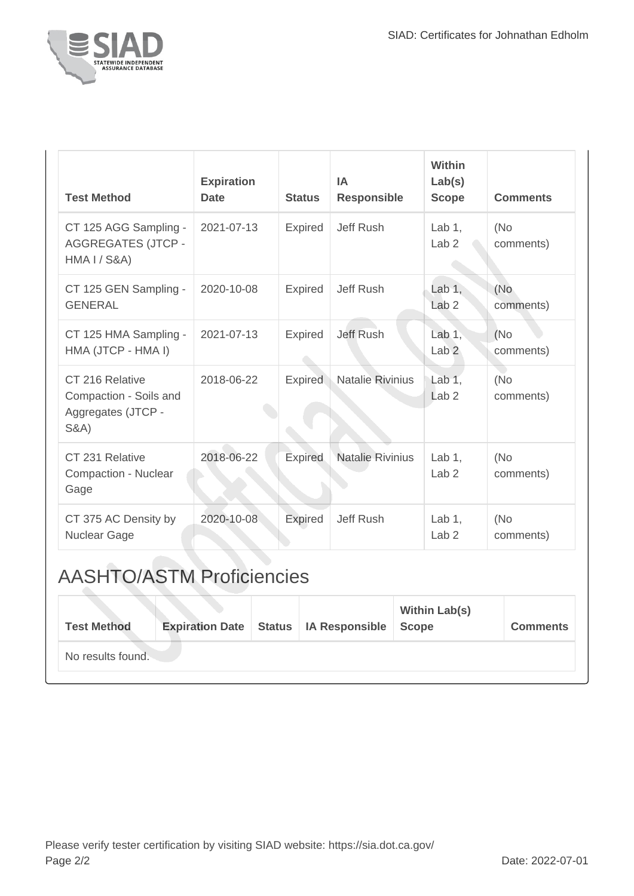| Test Method | Expiration Date | Status | IA Responsible | Within Lab(s) Scope | Comments |
|---|---|---|---|---|---|
| CT 125 AGG Sampling - AGGREGATES (JTCP - HMA I / S&A) | 2021-07-13 | Expired | Jeff Rush | Lab 1, Lab 2 | (No comments) |
| CT 125 GEN Sampling - GENERAL | 2020-10-08 | Expired | Jeff Rush | Lab 1, Lab 2 | (No comments) |
| CT 125 HMA Sampling - HMA (JTCP - HMA I) | 2021-07-13 | Expired | Jeff Rush | Lab 1, Lab 2 | (No comments) |
| CT 216 Relative Compaction - Soils and Aggregates (JTCP - S&A) | 2018-06-22 | Expired | Natalie Rivinius | Lab 1, Lab 2 | (No comments) |
| CT 231 Relative Compaction - Nuclear Gage | 2018-06-22 | Expired | Natalie Rivinius | Lab 1, Lab 2 | (No comments) |
| CT 375 AC Density by Nuclear Gage | 2020-10-08 | Expired | Jeff Rush | Lab 1, Lab 2 | (No comments) |

## AASHTO/ASTM Proficiencies

| Test Method | Expiration Date | Status | IA Responsible | Within Lab(s) Scope | Comments |
|---|---|---|---|---|---|
| No results found. | | | | | |

Please verify tester certification by visiting SIAD website: https://sia.dot.ca.gov/

Date: 2022-07-01